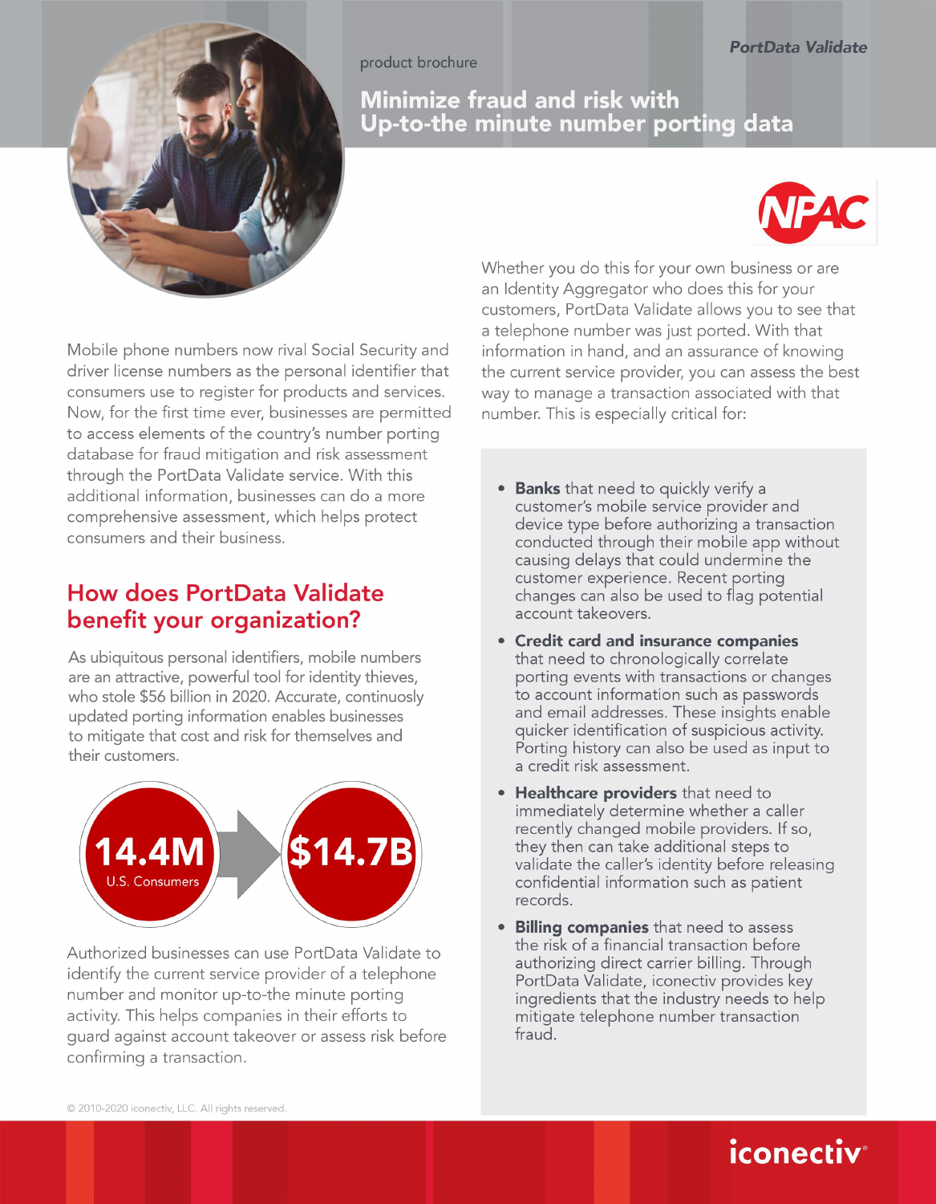*PortData Validate*

product brochure

# Minimize fraud and risk with Up-to-the minute number porting data

Mobile phone numbers now rival Social Security and driver license numbers as the personal identifier that consumers use to register for products and services. Now, for the first time ever, businesses are permitted to access elements of the country's number porting database for fraud mitigation and risk assessment through the PortData Validate service. With this additional information, businesses can do a more comprehensive assessment, which helps protect consumers and their business.

## How does PortData Validate benefit your organization?

As ubiquitous personal identifiers, mobile numbers are an attractive, powerful tool for identity thieves, who stole $56 billion in 2020. Accurate, continuosly updated porting information enables businesses to mitigate that cost and risk for themselves and their customers.

**14.4M** U.S. Consumers → **$14.7B**

Authorized businesses can use PortData Validate to identify the current service provider of a telephone number and monitor up-to-the minute porting activity. This helps companies in their efforts to guard against account takeover or assess risk before confirming a transaction.

Whether you do this for your own business or are an Identity Aggregator who does this for your customers, PortData Validate allows you to see that a telephone number was just ported. With that information in hand, and an assurance of knowing the current service provider, you can assess the best way to manage a transaction associated with that number. This is especially critical for:

- **Banks** that need to quickly verify a customer's mobile service provider and device type before authorizing a transaction conducted through their mobile app without causing delays that could undermine the customer experience. Recent porting changes can also be used to flag potential account takeovers.
- **Credit card and insurance companies** that need to chronologically correlate porting events with transactions or changes to account information such as passwords and email addresses. These insights enable quicker identification of suspicious activity. Porting history can also be used as input to a credit risk assessment.
- **Healthcare providers** that need to immediately determine whether a caller recently changed mobile providers. If so, they then can take additional steps to validate the caller's identity before releasing confidential information such as patient records.
- **Billing companies** that need to assess the risk of a financial transaction before authorizing direct carrier billing. Through PortData Validate, iconectiv provides key ingredients that the industry needs to help mitigate telephone number transaction fraud.

© 2010-2020 iconectiv, LLC. All rights reserved.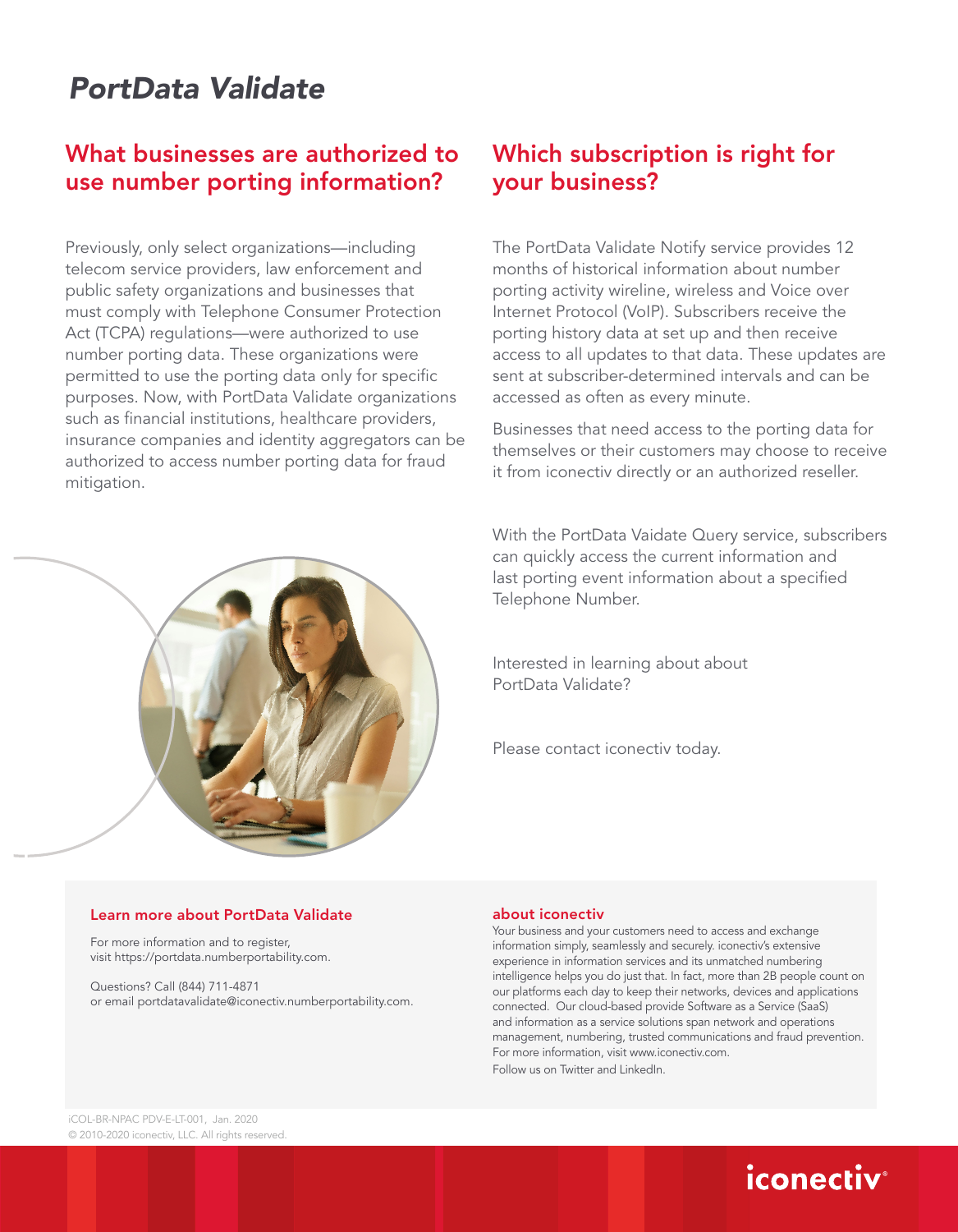# PortData Validate

## What businesses are authorized to use number porting information?

Previously, only select organizations—including telecom service providers, law enforcement and public safety organizations and businesses that must comply with Telephone Consumer Protection Act (TCPA) regulations—were authorized to use number porting data. These organizations were permitted to use the porting data only for specific purposes. Now, with PortData Validate organizations such as financial institutions, healthcare providers, insurance companies and identity aggregators can be authorized to access number porting data for fraud mitigation.

## Which subscription is right for your business?

The PortData Validate Notify service provides 12 months of historical information about number porting activity wireline, wireless and Voice over Internet Protocol (VoIP). Subscribers receive the porting history data at set up and then receive access to all updates to that data. These updates are sent at subscriber-determined intervals and can be accessed as often as every minute.

Businesses that need access to the porting data for themselves or their customers may choose to receive it from iconectiv directly or an authorized reseller.

With the PortData Vaidate Query service, subscribers can quickly access the current information and last porting event information about a specified Telephone Number.

Interested in learning about about PortData Validate?

Please contact iconectiv today.

### Learn more about PortData Validate

For more information and to register, visit https://portdata.numberportability.com.

Questions? Call (844) 711-4871 or email portdatavalidate@iconectiv.numberportability.com.

### about iconectiv

Your business and your customers need to access and exchange information simply, seamlessly and securely. iconectiv's extensive experience in information services and its unmatched numbering intelligence helps you do just that. In fact, more than 2B people count on our platforms each day to keep their networks, devices and applications connected. Our cloud-based provide Software as a Service (SaaS) and information as a service solutions span network and operations management, numbering, trusted communications and fraud prevention. For more information, visit www.iconectiv.com.

Follow us on Twitter and LinkedIn.

iCOL-BR-NPAC PDV-E-LT-001, Jan. 2020
© 2010-2020 iconectiv, LLC. All rights reserved.

iconectiv®